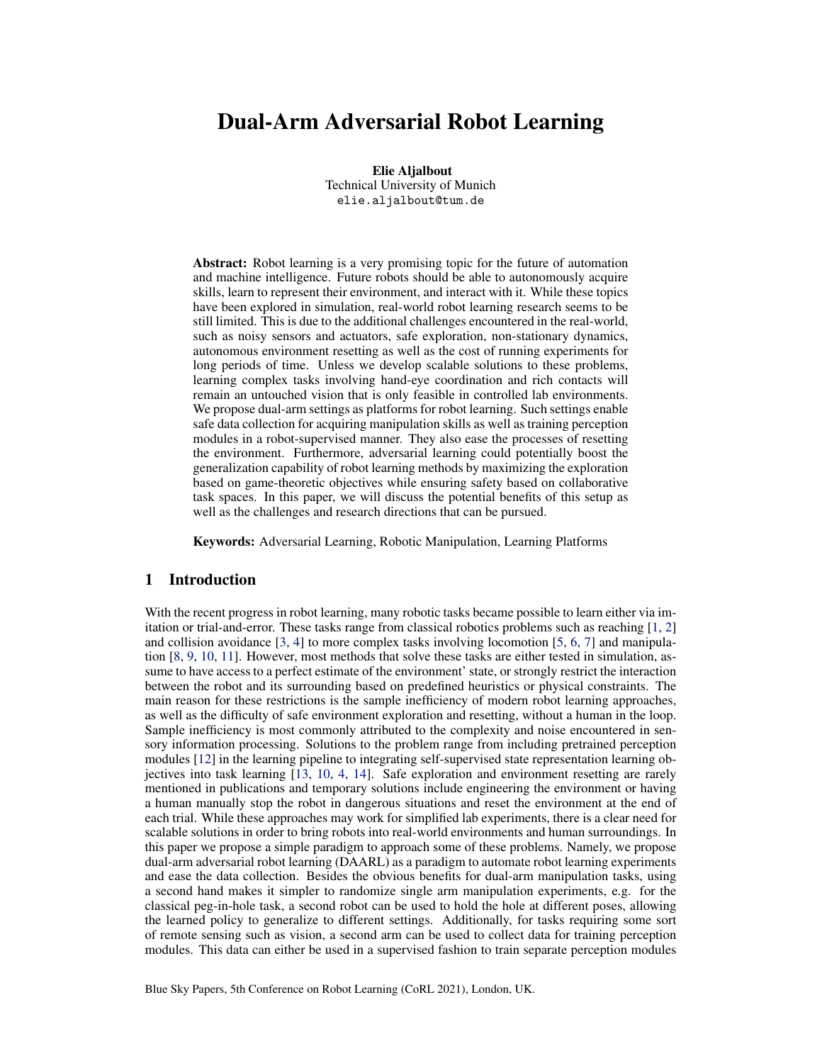# Dual-Arm Adversarial Robot Learning

**Elie Aljalbout**
Technical University of Munich
elie.aljalbout@tum.de

**Abstract:** Robot learning is a very promising topic for the future of automation and machine intelligence. Future robots should be able to autonomously acquire skills, learn to represent their environment, and interact with it. While these topics have been explored in simulation, real-world robot learning research seems to be still limited. This is due to the additional challenges encountered in the real-world, such as noisy sensors and actuators, safe exploration, non-stationary dynamics, autonomous environment resetting as well as the cost of running experiments for long periods of time. Unless we develop scalable solutions to these problems, learning complex tasks involving hand-eye coordination and rich contacts will remain an untouched vision that is only feasible in controlled lab environments. We propose dual-arm settings as platforms for robot learning. Such settings enable safe data collection for acquiring manipulation skills as well as training perception modules in a robot-supervised manner. They also ease the processes of resetting the environment. Furthermore, adversarial learning could potentially boost the generalization capability of robot learning methods by maximizing the exploration based on game-theoretic objectives while ensuring safety based on collaborative task spaces. In this paper, we will discuss the potential benefits of this setup as well as the challenges and research directions that can be pursued.

**Keywords:** Adversarial Learning, Robotic Manipulation, Learning Platforms

## 1 Introduction

With the recent progress in robot learning, many robotic tasks became possible to learn either via imitation or trial-and-error. These tasks range from classical robotics problems such as reaching [1, 2] and collision avoidance [3, 4] to more complex tasks involving locomotion [5, 6, 7] and manipulation [8, 9, 10, 11]. However, most methods that solve these tasks are either tested in simulation, assume to have access to a perfect estimate of the environment' state, or strongly restrict the interaction between the robot and its surrounding based on predefined heuristics or physical constraints. The main reason for these restrictions is the sample inefficiency of modern robot learning approaches, as well as the difficulty of safe environment exploration and resetting, without a human in the loop. Sample inefficiency is most commonly attributed to the complexity and noise encountered in sensory information processing. Solutions to the problem range from including pretrained perception modules [12] in the learning pipeline to integrating self-supervised state representation learning objectives into task learning [13, 10, 4, 14]. Safe exploration and environment resetting are rarely mentioned in publications and temporary solutions include engineering the environment or having a human manually stop the robot in dangerous situations and reset the environment at the end of each trial. While these approaches may work for simplified lab experiments, there is a clear need for scalable solutions in order to bring robots into real-world environments and human surroundings. In this paper we propose a simple paradigm to approach some of these problems. Namely, we propose dual-arm adversarial robot learning (DAARL) as a paradigm to automate robot learning experiments and ease the data collection. Besides the obvious benefits for dual-arm manipulation tasks, using a second hand makes it simpler to randomize single arm manipulation experiments, e.g. for the classical peg-in-hole task, a second robot can be used to hold the hole at different poses, allowing the learned policy to generalize to different settings. Additionally, for tasks requiring some sort of remote sensing such as vision, a second arm can be used to collect data for training perception modules. This data can either be used in a supervised fashion to train separate perception modules

Blue Sky Papers, 5th Conference on Robot Learning (CoRL 2021), London, UK.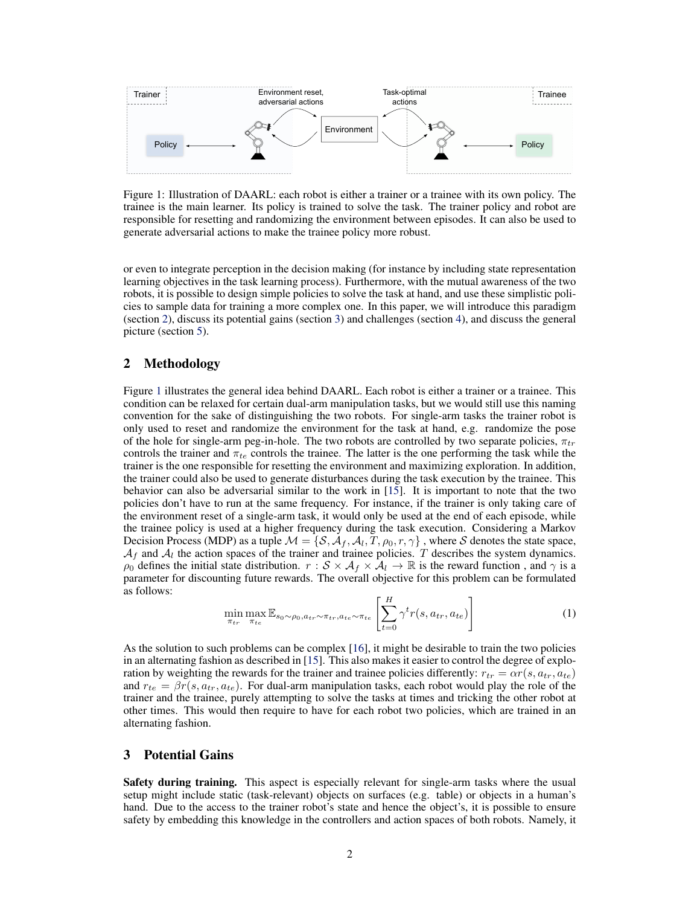Figure 1: Illustration of DAARL: each robot is either a trainer or a trainee with its own policy. The trainee is the main learner. Its policy is trained to solve the task. The trainer policy and robot are responsible for resetting and randomizing the environment between episodes. It can also be used to generate adversarial actions to make the trainee policy more robust.

or even to integrate perception in the decision making (for instance by including state representation learning objectives in the task learning process). Furthermore, with the mutual awareness of the two robots, it is possible to design simple policies to solve the task at hand, and use these simplistic policies to sample data for training a more complex one. In this paper, we will introduce this paradigm (section 2), discuss its potential gains (section 3) and challenges (section 4), and discuss the general picture (section 5).

## 2 Methodology

Figure 1 illustrates the general idea behind DAARL. Each robot is either a trainer or a trainee. This condition can be relaxed for certain dual-arm manipulation tasks, but we would still use this naming convention for the sake of distinguishing the two robots. For single-arm tasks the trainer robot is only used to reset and randomize the environment for the task at hand, e.g. randomize the pose of the hole for single-arm peg-in-hole. The two robots are controlled by two separate policies, $\pi_{tr}$ controls the trainer and $\pi_{te}$ controls the trainee. The latter is the one performing the task while the trainer is the one responsible for resetting the environment and maximizing exploration. In addition, the trainer could also be used to generate disturbances during the task execution by the trainee. This behavior can also be adversarial similar to the work in [15]. It is important to note that the two policies don't have to run at the same frequency. For instance, if the trainer is only taking care of the environment reset of a single-arm task, it would only be used at the end of each episode, while the trainee policy is used at a higher frequency during the task execution. Considering a Markov Decision Process (MDP) as a tuple $\mathcal{M} = \{\mathcal{S}, \mathcal{A}_f, \mathcal{A}_l, T, \rho_0, r, \gamma\}$ , where $\mathcal{S}$ denotes the state space, $\mathcal{A}_f$ and $\mathcal{A}_l$ the action spaces of the trainer and trainee policies. $T$ describes the system dynamics. $\rho_0$ defines the initial state distribution. $r : \mathcal{S} \times \mathcal{A}_f \times \mathcal{A}_l \rightarrow \mathbb{R}$ is the reward function , and $\gamma$ is a parameter for discounting future rewards. The overall objective for this problem can be formulated as follows:

$$\min_{\pi_{tr}} \max_{\pi_{te}} \mathbb{E}_{s_0 \sim \rho_0, a_{tr} \sim \pi_{tr}, a_{te} \sim \pi_{te}} \left[ \sum_{t=0}^{H} \gamma^t r(s, a_{tr}, a_{te}) \right] \tag{1}$$

As the solution to such problems can be complex [16], it might be desirable to train the two policies in an alternating fashion as described in [15]. This also makes it easier to control the degree of exploration by weighting the rewards for the trainer and trainee policies differently: $r_{tr} = \alpha r(s, a_{tr}, a_{te})$ and $r_{te} = \beta r(s, a_{tr}, a_{te})$. For dual-arm manipulation tasks, each robot would play the role of the trainer and the trainee, purely attempting to solve the tasks at times and tricking the other robot at other times. This would then require to have for each robot two policies, which are trained in an alternating fashion.

## 3 Potential Gains

**Safety during training.** This aspect is especially relevant for single-arm tasks where the usual setup might include static (task-relevant) objects on surfaces (e.g. table) or objects in a human's hand. Due to the access to the trainer robot's state and hence the object's, it is possible to ensure safety by embedding this knowledge in the controllers and action spaces of both robots. Namely, it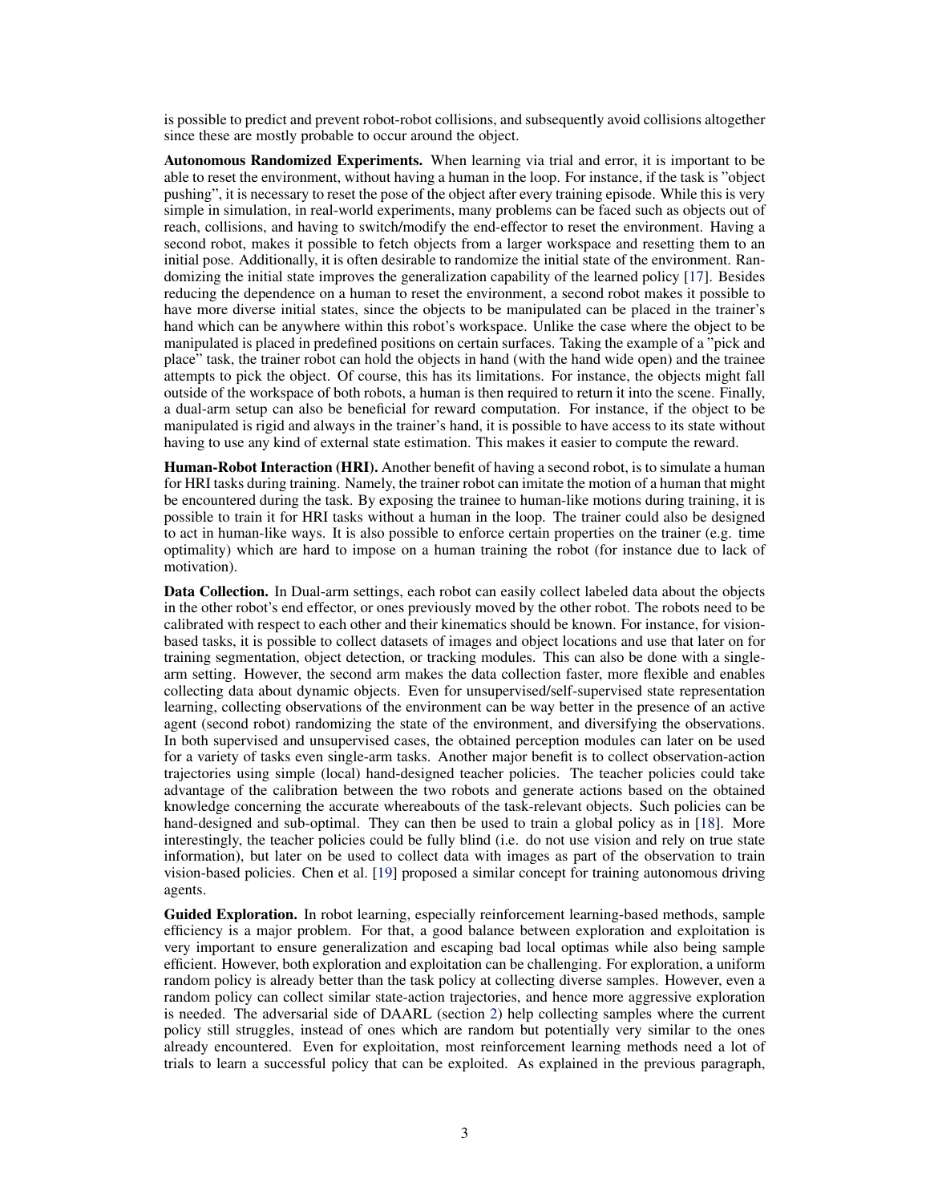is possible to predict and prevent robot-robot collisions, and subsequently avoid collisions altogether since these are mostly probable to occur around the object.

**Autonomous Randomized Experiments.** When learning via trial and error, it is important to be able to reset the environment, without having a human in the loop. For instance, if the task is "object pushing", it is necessary to reset the pose of the object after every training episode. While this is very simple in simulation, in real-world experiments, many problems can be faced such as objects out of reach, collisions, and having to switch/modify the end-effector to reset the environment. Having a second robot, makes it possible to fetch objects from a larger workspace and resetting them to an initial pose. Additionally, it is often desirable to randomize the initial state of the environment. Randomizing the initial state improves the generalization capability of the learned policy [17]. Besides reducing the dependence on a human to reset the environment, a second robot makes it possible to have more diverse initial states, since the objects to be manipulated can be placed in the trainer's hand which can be anywhere within this robot's workspace. Unlike the case where the object to be manipulated is placed in predefined positions on certain surfaces. Taking the example of a "pick and place" task, the trainer robot can hold the objects in hand (with the hand wide open) and the trainee attempts to pick the object. Of course, this has its limitations. For instance, the objects might fall outside of the workspace of both robots, a human is then required to return it into the scene. Finally, a dual-arm setup can also be beneficial for reward computation. For instance, if the object to be manipulated is rigid and always in the trainer's hand, it is possible to have access to its state without having to use any kind of external state estimation. This makes it easier to compute the reward.

**Human-Robot Interaction (HRI).** Another benefit of having a second robot, is to simulate a human for HRI tasks during training. Namely, the trainer robot can imitate the motion of a human that might be encountered during the task. By exposing the trainee to human-like motions during training, it is possible to train it for HRI tasks without a human in the loop. The trainer could also be designed to act in human-like ways. It is also possible to enforce certain properties on the trainer (e.g. time optimality) which are hard to impose on a human training the robot (for instance due to lack of motivation).

**Data Collection.** In Dual-arm settings, each robot can easily collect labeled data about the objects in the other robot's end effector, or ones previously moved by the other robot. The robots need to be calibrated with respect to each other and their kinematics should be known. For instance, for vision-based tasks, it is possible to collect datasets of images and object locations and use that later on for training segmentation, object detection, or tracking modules. This can also be done with a single-arm setting. However, the second arm makes the data collection faster, more flexible and enables collecting data about dynamic objects. Even for unsupervised/self-supervised state representation learning, collecting observations of the environment can be way better in the presence of an active agent (second robot) randomizing the state of the environment, and diversifying the observations. In both supervised and unsupervised cases, the obtained perception modules can later on be used for a variety of tasks even single-arm tasks. Another major benefit is to collect observation-action trajectories using simple (local) hand-designed teacher policies. The teacher policies could take advantage of the calibration between the two robots and generate actions based on the obtained knowledge concerning the accurate whereabouts of the task-relevant objects. Such policies can be hand-designed and sub-optimal. They can then be used to train a global policy as in [18]. More interestingly, the teacher policies could be fully blind (i.e. do not use vision and rely on true state information), but later on be used to collect data with images as part of the observation to train vision-based policies. Chen et al. [19] proposed a similar concept for training autonomous driving agents.

**Guided Exploration.** In robot learning, especially reinforcement learning-based methods, sample efficiency is a major problem. For that, a good balance between exploration and exploitation is very important to ensure generalization and escaping bad local optimas while also being sample efficient. However, both exploration and exploitation can be challenging. For exploration, a uniform random policy is already better than the task policy at collecting diverse samples. However, even a random policy can collect similar state-action trajectories, and hence more aggressive exploration is needed. The adversarial side of DAARL (section 2) help collecting samples where the current policy still struggles, instead of ones which are random but potentially very similar to the ones already encountered. Even for exploitation, most reinforcement learning methods need a lot of trials to learn a successful policy that can be exploited. As explained in the previous paragraph,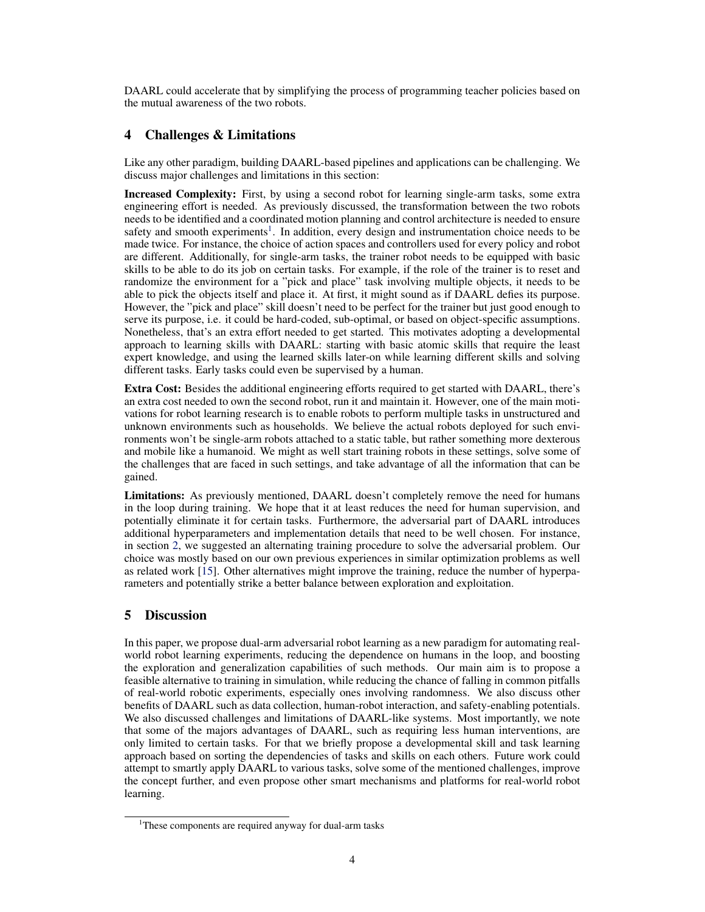DAARL could accelerate that by simplifying the process of programming teacher policies based on the mutual awareness of the two robots.

## 4 Challenges & Limitations

Like any other paradigm, building DAARL-based pipelines and applications can be challenging. We discuss major challenges and limitations in this section:

**Increased Complexity:** First, by using a second robot for learning single-arm tasks, some extra engineering effort is needed. As previously discussed, the transformation between the two robots needs to be identified and a coordinated motion planning and control architecture is needed to ensure safety and smooth experiments[1]. In addition, every design and instrumentation choice needs to be made twice. For instance, the choice of action spaces and controllers used for every policy and robot are different. Additionally, for single-arm tasks, the trainer robot needs to be equipped with basic skills to be able to do its job on certain tasks. For example, if the role of the trainer is to reset and randomize the environment for a "pick and place" task involving multiple objects, it needs to be able to pick the objects itself and place it. At first, it might sound as if DAARL defies its purpose. However, the "pick and place" skill doesn't need to be perfect for the trainer but just good enough to serve its purpose, i.e. it could be hard-coded, sub-optimal, or based on object-specific assumptions. Nonetheless, that's an extra effort needed to get started. This motivates adopting a developmental approach to learning skills with DAARL: starting with basic atomic skills that require the least expert knowledge, and using the learned skills later-on while learning different skills and solving different tasks. Early tasks could even be supervised by a human.

**Extra Cost:** Besides the additional engineering efforts required to get started with DAARL, there's an extra cost needed to own the second robot, run it and maintain it. However, one of the main motivations for robot learning research is to enable robots to perform multiple tasks in unstructured and unknown environments such as households. We believe the actual robots deployed for such environments won't be single-arm robots attached to a static table, but rather something more dexterous and mobile like a humanoid. We might as well start training robots in these settings, solve some of the challenges that are faced in such settings, and take advantage of all the information that can be gained.

**Limitations:** As previously mentioned, DAARL doesn't completely remove the need for humans in the loop during training. We hope that it at least reduces the need for human supervision, and potentially eliminate it for certain tasks. Furthermore, the adversarial part of DAARL introduces additional hyperparameters and implementation details that need to be well chosen. For instance, in section 2, we suggested an alternating training procedure to solve the adversarial problem. Our choice was mostly based on our own previous experiences in similar optimization problems as well as related work [15]. Other alternatives might improve the training, reduce the number of hyperparameters and potentially strike a better balance between exploration and exploitation.

## 5 Discussion

In this paper, we propose dual-arm adversarial robot learning as a new paradigm for automating real-world robot learning experiments, reducing the dependence on humans in the loop, and boosting the exploration and generalization capabilities of such methods. Our main aim is to propose a feasible alternative to training in simulation, while reducing the chance of falling in common pitfalls of real-world robotic experiments, especially ones involving randomness. We also discuss other benefits of DAARL such as data collection, human-robot interaction, and safety-enabling potentials. We also discussed challenges and limitations of DAARL-like systems. Most importantly, we note that some of the majors advantages of DAARL, such as requiring less human interventions, are only limited to certain tasks. For that we briefly propose a developmental skill and task learning approach based on sorting the dependencies of tasks and skills on each others. Future work could attempt to smartly apply DAARL to various tasks, solve some of the mentioned challenges, improve the concept further, and even propose other smart mechanisms and platforms for real-world robot learning.

[1] These components are required anyway for dual-arm tasks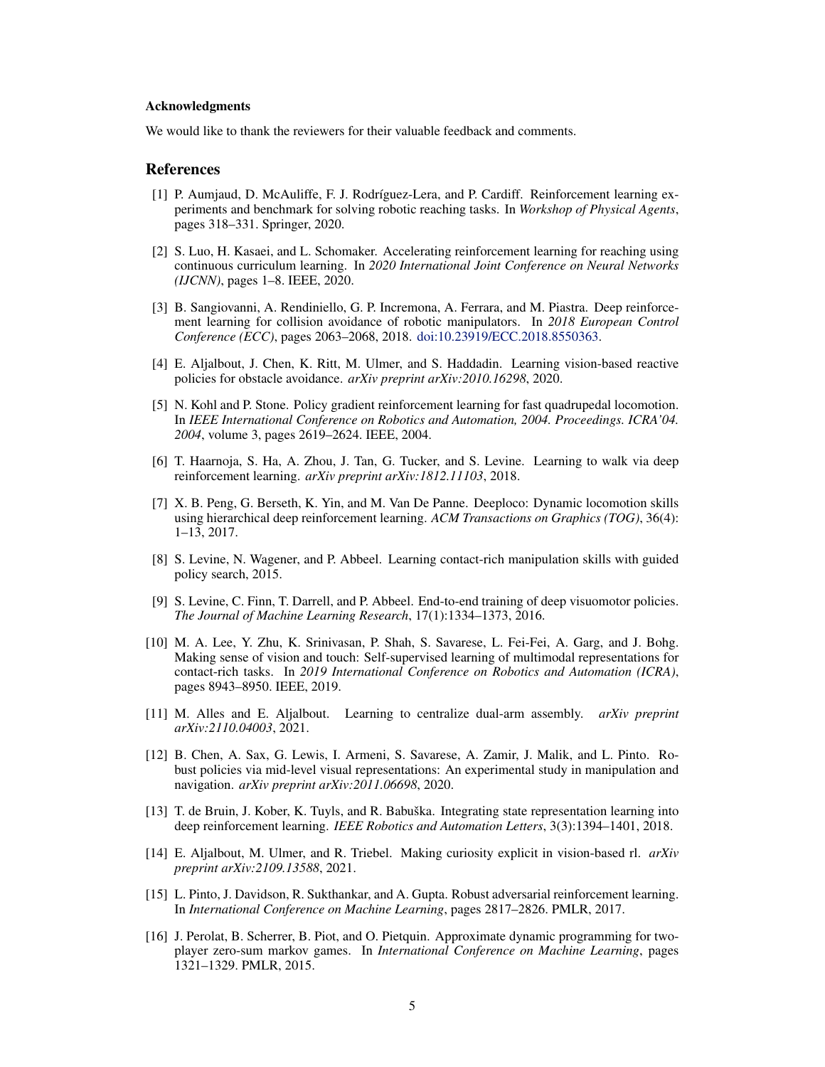### Acknowledgments

We would like to thank the reviewers for their valuable feedback and comments.

## References

[1] P. Aumjaud, D. McAuliffe, F. J. Rodríguez-Lera, and P. Cardiff. Reinforcement learning experiments and benchmark for solving robotic reaching tasks. In *Workshop of Physical Agents*, pages 318–331. Springer, 2020.

[2] S. Luo, H. Kasaei, and L. Schomaker. Accelerating reinforcement learning for reaching using continuous curriculum learning. In *2020 International Joint Conference on Neural Networks (IJCNN)*, pages 1–8. IEEE, 2020.

[3] B. Sangiovanni, A. Rendiniello, G. P. Incremona, A. Ferrara, and M. Piastra. Deep reinforcement learning for collision avoidance of robotic manipulators. In *2018 European Control Conference (ECC)*, pages 2063–2068, 2018. doi:10.23919/ECC.2018.8550363.

[4] E. Aljalbout, J. Chen, K. Ritt, M. Ulmer, and S. Haddadin. Learning vision-based reactive policies for obstacle avoidance. *arXiv preprint arXiv:2010.16298*, 2020.

[5] N. Kohl and P. Stone. Policy gradient reinforcement learning for fast quadrupedal locomotion. In *IEEE International Conference on Robotics and Automation, 2004. Proceedings. ICRA'04. 2004*, volume 3, pages 2619–2624. IEEE, 2004.

[6] T. Haarnoja, S. Ha, A. Zhou, J. Tan, G. Tucker, and S. Levine. Learning to walk via deep reinforcement learning. *arXiv preprint arXiv:1812.11103*, 2018.

[7] X. B. Peng, G. Berseth, K. Yin, and M. Van De Panne. Deeploco: Dynamic locomotion skills using hierarchical deep reinforcement learning. *ACM Transactions on Graphics (TOG)*, 36(4): 1–13, 2017.

[8] S. Levine, N. Wagener, and P. Abbeel. Learning contact-rich manipulation skills with guided policy search, 2015.

[9] S. Levine, C. Finn, T. Darrell, and P. Abbeel. End-to-end training of deep visuomotor policies. *The Journal of Machine Learning Research*, 17(1):1334–1373, 2016.

[10] M. A. Lee, Y. Zhu, K. Srinivasan, P. Shah, S. Savarese, L. Fei-Fei, A. Garg, and J. Bohg. Making sense of vision and touch: Self-supervised learning of multimodal representations for contact-rich tasks. In *2019 International Conference on Robotics and Automation (ICRA)*, pages 8943–8950. IEEE, 2019.

[11] M. Alles and E. Aljalbout. Learning to centralize dual-arm assembly. *arXiv preprint arXiv:2110.04003*, 2021.

[12] B. Chen, A. Sax, G. Lewis, I. Armeni, S. Savarese, A. Zamir, J. Malik, and L. Pinto. Robust policies via mid-level visual representations: An experimental study in manipulation and navigation. *arXiv preprint arXiv:2011.06698*, 2020.

[13] T. de Bruin, J. Kober, K. Tuyls, and R. Babuška. Integrating state representation learning into deep reinforcement learning. *IEEE Robotics and Automation Letters*, 3(3):1394–1401, 2018.

[14] E. Aljalbout, M. Ulmer, and R. Triebel. Making curiosity explicit in vision-based rl. *arXiv preprint arXiv:2109.13588*, 2021.

[15] L. Pinto, J. Davidson, R. Sukthankar, and A. Gupta. Robust adversarial reinforcement learning. In *International Conference on Machine Learning*, pages 2817–2826. PMLR, 2017.

[16] J. Perolat, B. Scherrer, B. Piot, and O. Pietquin. Approximate dynamic programming for two-player zero-sum markov games. In *International Conference on Machine Learning*, pages 1321–1329. PMLR, 2015.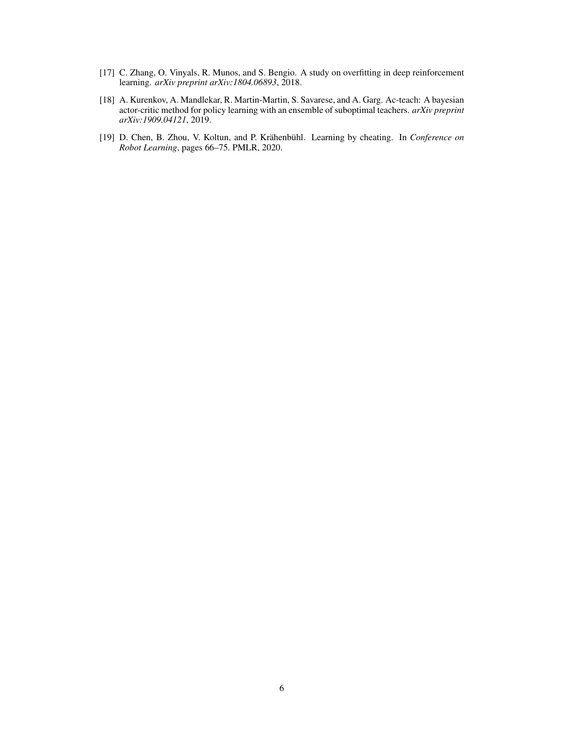[17] C. Zhang, O. Vinyals, R. Munos, and S. Bengio. A study on overfitting in deep reinforcement learning. *arXiv preprint arXiv:1804.06893*, 2018.

[18] A. Kurenkov, A. Mandlekar, R. Martin-Martin, S. Savarese, and A. Garg. Ac-teach: A bayesian actor-critic method for policy learning with an ensemble of suboptimal teachers. *arXiv preprint arXiv:1909.04121*, 2019.

[19] D. Chen, B. Zhou, V. Koltun, and P. Krähenbühl. Learning by cheating. In *Conference on Robot Learning*, pages 66–75. PMLR, 2020.